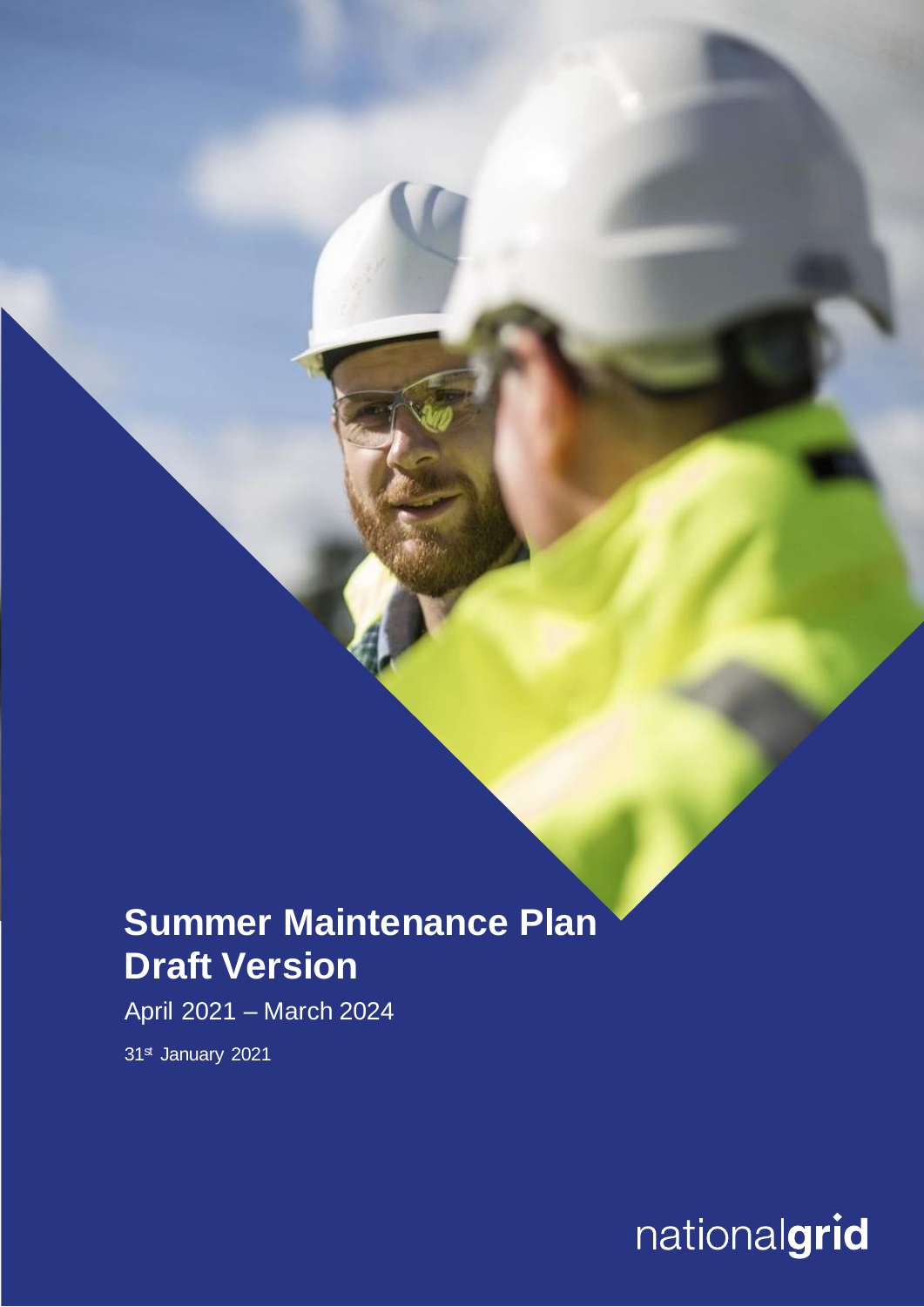# Summer Maintenance Plan Draft Version

April 2021 – March 2024

31st January 2021

nationalgrid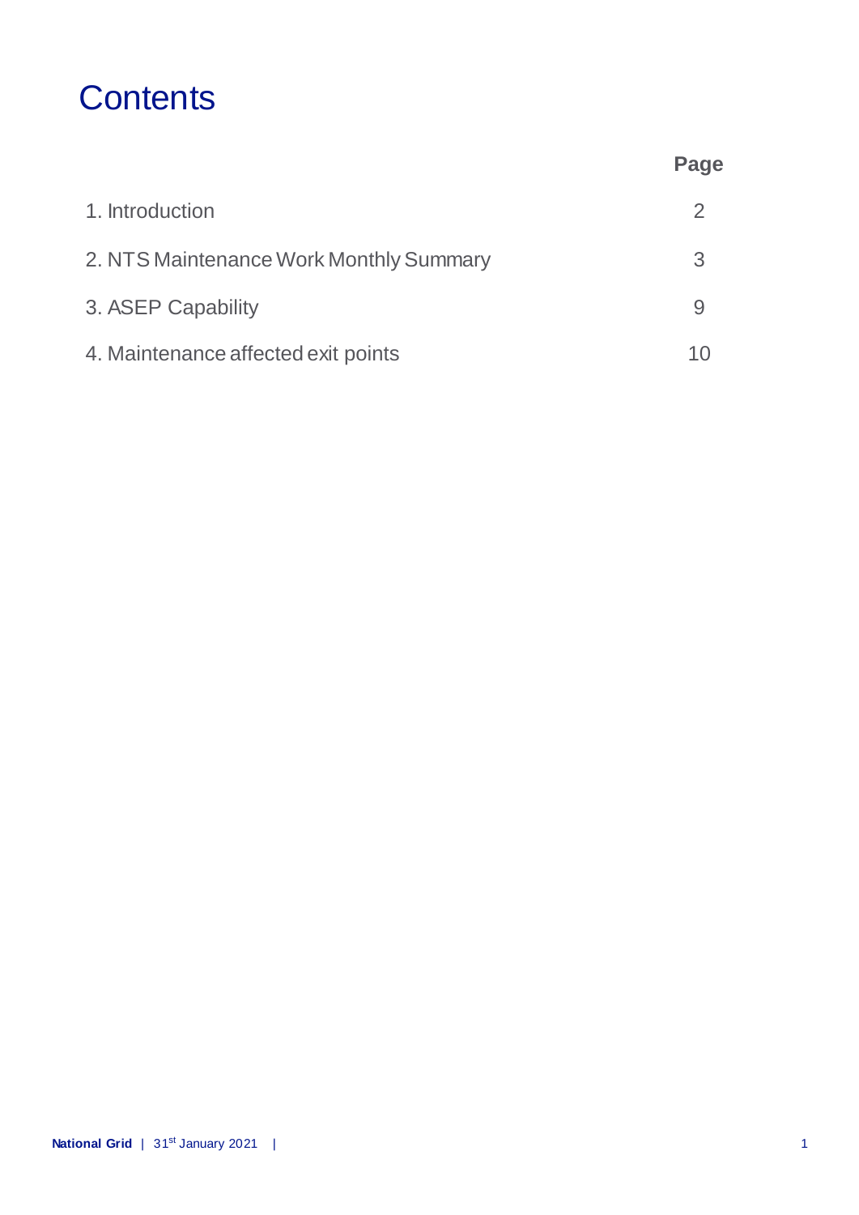# Contents

| | Page |
|---|---|
| 1. Introduction | 2 |
| 2. NTS Maintenance Work Monthly Summary | 3 |
| 3. ASEP Capability | 9 |
| 4. Maintenance affected exit points | 10 |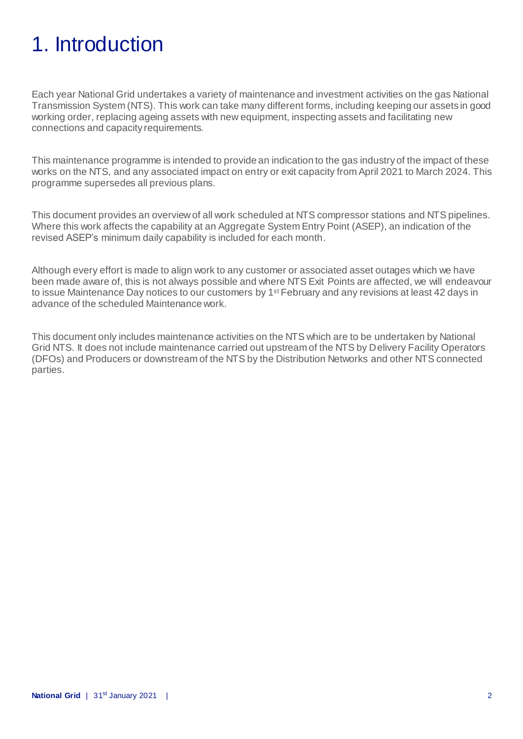# 1. Introduction

Each year National Grid undertakes a variety of maintenance and investment activities on the gas National Transmission System (NTS). This work can take many different forms, including keeping our assets in good working order, replacing ageing assets with new equipment, inspecting assets and facilitating new connections and capacity requirements.

This maintenance programme is intended to provide an indication to the gas industry of the impact of these works on the NTS, and any associated impact on entry or exit capacity from April 2021 to March 2024. This programme supersedes all previous plans.

This document provides an overview of all work scheduled at NTS compressor stations and NTS pipelines. Where this work affects the capability at an Aggregate System Entry Point (ASEP), an indication of the revised ASEP's minimum daily capability is included for each month.

Although every effort is made to align work to any customer or associated asset outages which we have been made aware of, this is not always possible and where NTS Exit Points are affected, we will endeavour to issue Maintenance Day notices to our customers by 1st February and any revisions at least 42 days in advance of the scheduled Maintenance work.

This document only includes maintenance activities on the NTS which are to be undertaken by National Grid NTS. It does not include maintenance carried out upstream of the NTS by Delivery Facility Operators (DFOs) and Producers or downstream of the NTS by the Distribution Networks and other NTS connected parties.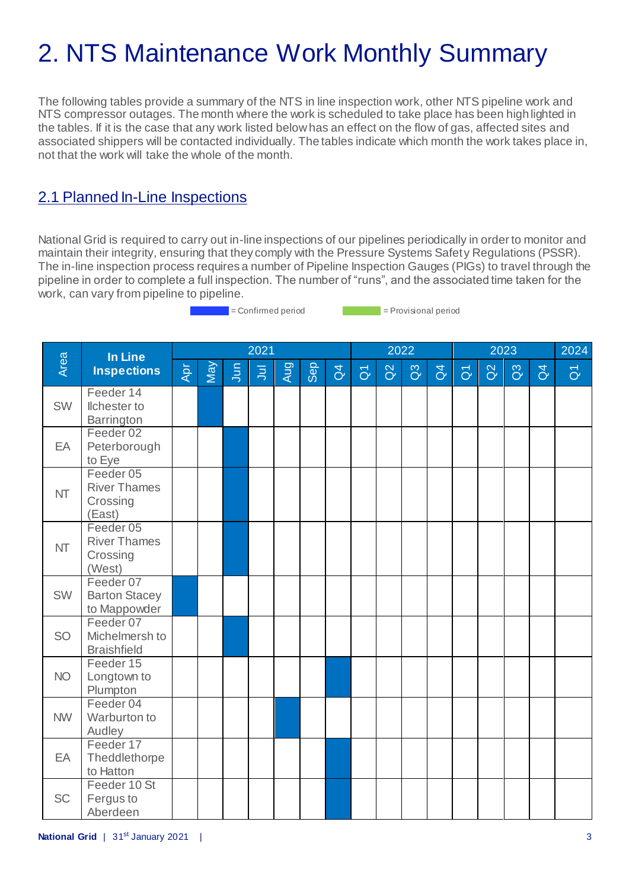# 2. NTS Maintenance Work Monthly Summary

The following tables provide a summary of the NTS in line inspection work, other NTS pipeline work and NTS compressor outages. The month where the work is scheduled to take place has been highlighted in the tables. If it is the case that any work listed below has an effect on the flow of gas, affected sites and associated shippers will be contacted individually. The tables indicate which month the work takes place in, not that the work will take the whole of the month.

## 2.1 Planned In-Line Inspections

National Grid is required to carry out in-line inspections of our pipelines periodically in order to monitor and maintain their integrity, ensuring that they comply with the Pressure Systems Safety Regulations (PSSR). The in-line inspection process requires a number of Pipeline Inspection Gauges (PIGs) to travel through the pipeline in order to complete a full inspection. The number of "runs", and the associated time taken for the work, can vary from pipeline to pipeline.

■ (blue) = Confirmed period    ■ (green) = Provisional period

| Area | In Line Inspections | 2021 | | | | | | | 2022 | | | | 2023 | | | | 2024 |
|---|---|---|---|---|---|---|---|---|---|---|---|---|---|---|---|---|---|
| | | Apr | May | Jun | Jul | Aug | Sep | Q4 | Q1 | Q2 | Q3 | Q4 | Q1 | Q2 | Q3 | Q4 | Q1 |
| SW | Feeder 14 Ilchester to Barrington | | ■ | | | | | | | | | | | | | | |
| EA | Feeder 02 Peterborough to Eye | | | ■ | | | | | | | | | | | | | |
| NT | Feeder 05 River Thames Crossing (East) | | | ■ | | | | | | | | | | | | | |
| NT | Feeder 05 River Thames Crossing (West) | | | ■ | | | | | | | | | | | | | |
| SW | Feeder 07 Barton Stacey to Mappowder | ■ | | | | | | | | | | | | | | | |
| SO | Feeder 07 Michelmersh to Braishfield | | | ■ | | | | | | | | | | | | | |
| NO | Feeder 15 Longtown to Plumpton | | | | | | | ■ | | | | | | | | | |
| NW | Feeder 04 Warburton to Audley | | | | | ■ | | | | | | | | | | | |
| EA | Feeder 17 Theddlethorpe to Hatton | | | | | | | ■ | | | | | | | | | |
| SC | Feeder 10 St Fergus to Aberdeen | | | | | | | ■ | | | | | | | | | |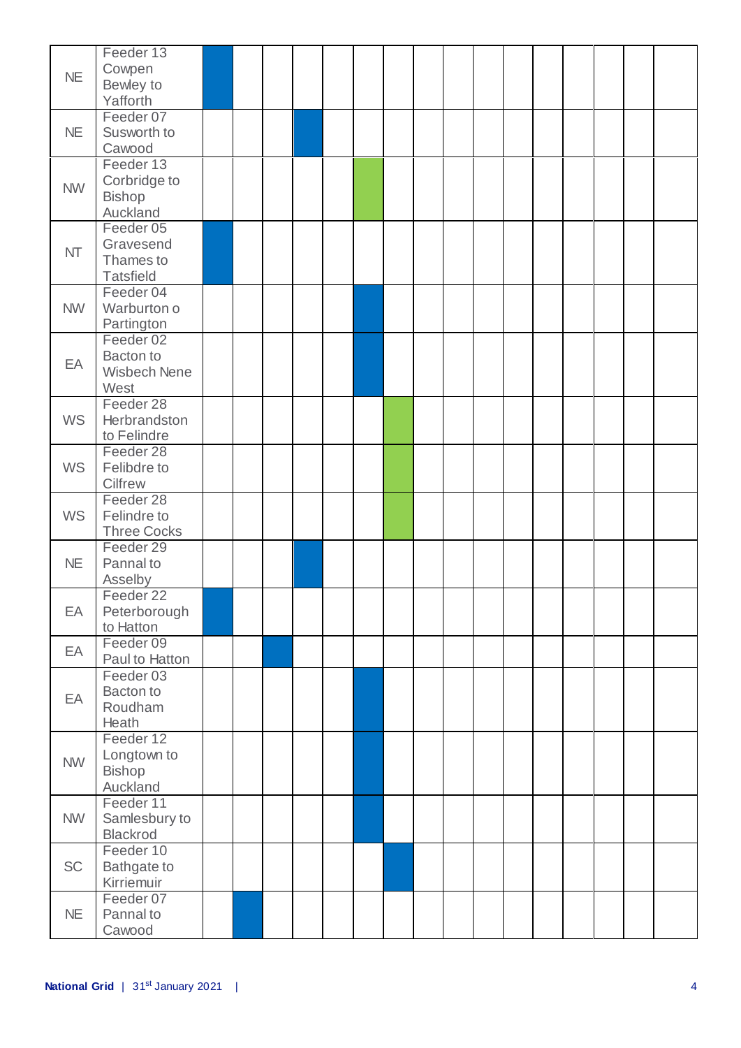| | | | | | | | | | | | | | | | | | |
|---|---|---|---|---|---|---|---|---|---|---|---|---|---|---|---|---|---|
| NE | Feeder 13 Cowpen Bewley to Yafforth | ■ Blue | | | | | | | | | | | | | | | |
| NE | Feeder 07 Susworth to Cawood | | | | ■ Blue | | | | | | | | | | | | |
| NW | Feeder 13 Corbridge to Bishop Auckland | | | | | | ■ Green | | | | | | | | | | |
| NT | Feeder 05 Gravesend Thames to Tatsfield | ■ Blue | | | | | | | | | | | | | | | |
| NW | Feeder 04 Warburton o Partington | | | | | | ■ Blue | | | | | | | | | | |
| EA | Feeder 02 Bacton to Wisbech Nene West | | | | | | ■ Blue | | | | | | | | | | |
| WS | Feeder 28 Herbrandston to Felindre | | | | | | | ■ Green | | | | | | | | | |
| WS | Feeder 28 Felibdre to Cilfrew | | | | | | | ■ Green | | | | | | | | | |
| WS | Feeder 28 Felindre to Three Cocks | | | | | | | ■ Green | | | | | | | | | |
| NE | Feeder 29 Pannal to Asselby | | | | ■ Blue | | | | | | | | | | | | |
| EA | Feeder 22 Peterborough to Hatton | ■ Blue | | | | | | | | | | | | | | | |
| EA | Feeder 09 Paul to Hatton | | | ■ Blue | | | | | | | | | | | | | |
| EA | Feeder 03 Bacton to Roudham Heath | | | | | | ■ Blue | | | | | | | | | | |
| NW | Feeder 12 Longtown to Bishop Auckland | | | | | | ■ Blue | | | | | | | | | | |
| NW | Feeder 11 Samlesbury to Blackrod | | | | | | ■ Blue | | | | | | | | | | |
| SC | Feeder 10 Bathgate to Kirriemuir | | | | | | | ■ Blue | | | | | | | | | |
| NE | Feeder 07 Pannal to Cawood | | ■ Blue | | | | | | | | | | | | | | |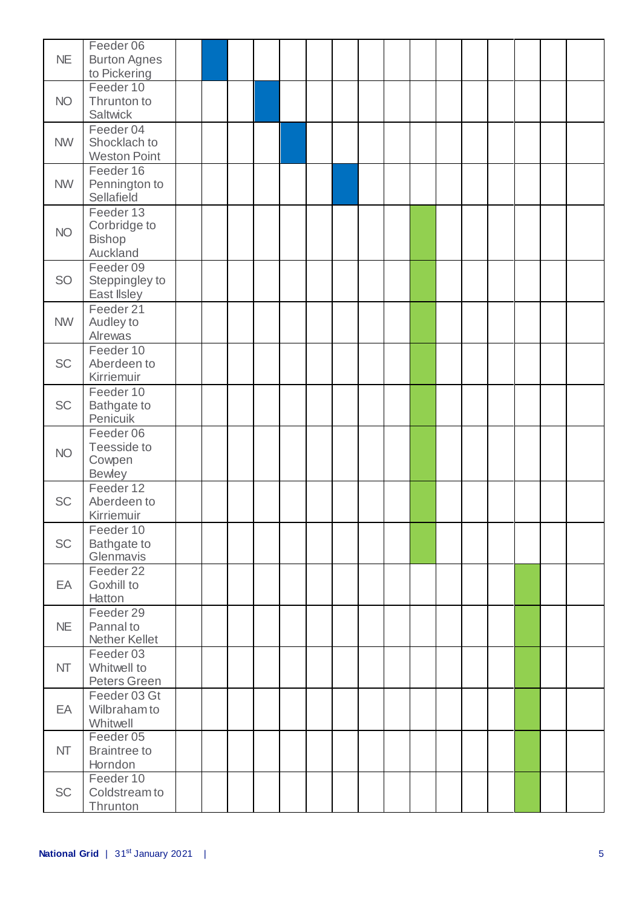| | | | | | | | | | | | | | | | | | |
|---|---|---|---|---|---|---|---|---|---|---|---|---|---|---|---|---|---|
| NE | Feeder 06 Burton Agnes to Pickering | | ■ | | | | | | | | | | | | | | |
| NO | Feeder 10 Thrunton to Saltwick | | | | ■ | | | | | | | | | | | | |
| NW | Feeder 04 Shocklach to Weston Point | | | | | ■ | | | | | | | | | | | |
| NW | Feeder 16 Pennington to Sellafield | | | | | | | ■ | | | | | | | | | |
| NO | Feeder 13 Corbridge to Bishop Auckland | | | | | | | | | | ■ | | | | | | |
| SO | Feeder 09 Steppingley to East Ilsley | | | | | | | | | | ■ | | | | | | |
| NW | Feeder 21 Audley to Alrewas | | | | | | | | | | ■ | | | | | | |
| SC | Feeder 10 Aberdeen to Kirriemuir | | | | | | | | | | ■ | | | | | | |
| SC | Feeder 10 Bathgate to Penicuik | | | | | | | | | | ■ | | | | | | |
| NO | Feeder 06 Teesside to Cowpen Bewley | | | | | | | | | | ■ | | | | | | |
| SC | Feeder 12 Aberdeen to Kirriemuir | | | | | | | | | | ■ | | | | | | |
| SC | Feeder 10 Bathgate to Glenmavis | | | | | | | | | | ■ | | | | | | |
| EA | Feeder 22 Goxhill to Hatton | | | | | | | | | | | | | | ■ | | |
| NE | Feeder 29 Pannal to Nether Kellet | | | | | | | | | | | | | | ■ | | |
| NT | Feeder 03 Whitwell to Peters Green | | | | | | | | | | | | | | ■ | | |
| EA | Feeder 03 Gt Wilbraham to Whitwell | | | | | | | | | | | | | | ■ | | |
| NT | Feeder 05 Braintree to Horndon | | | | | | | | | | | | | | ■ | | |
| SC | Feeder 10 Coldstream to Thrunton | | | | | | | | | | | | | | ■ | | |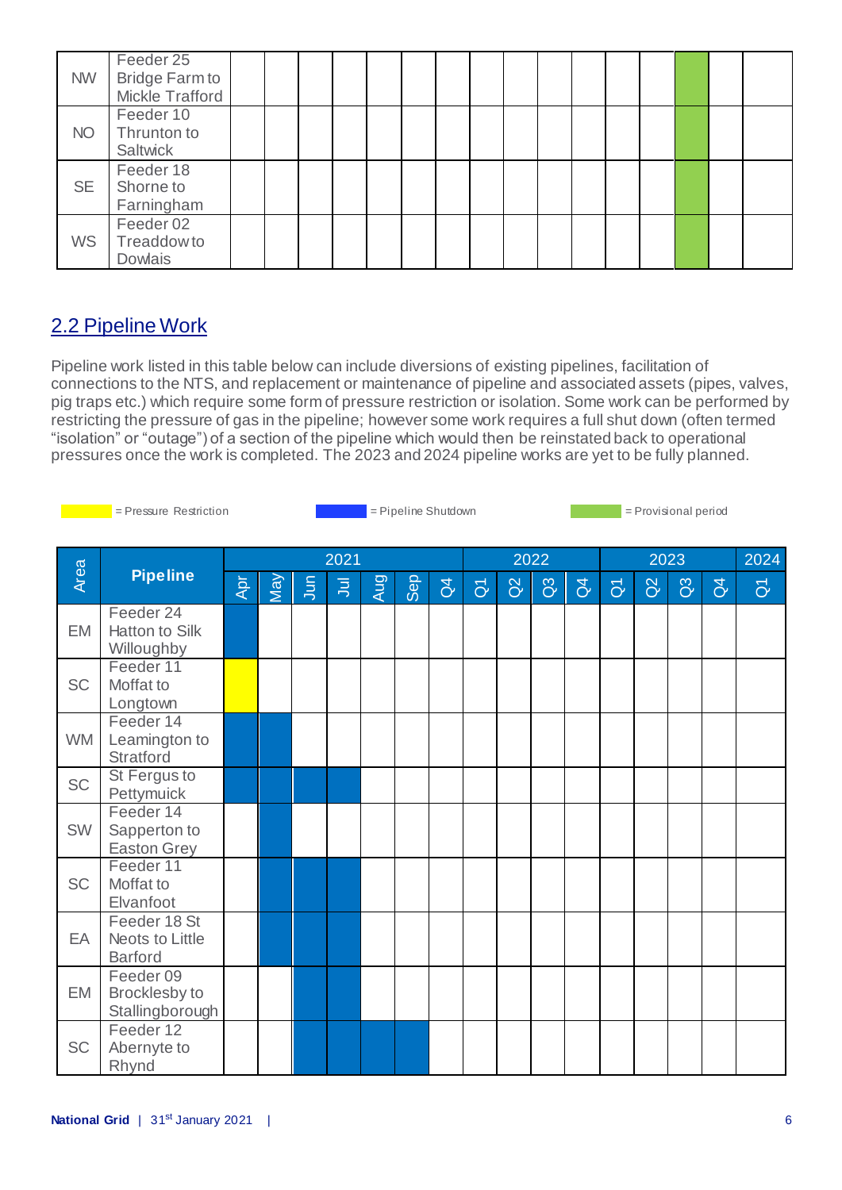| NW | Feeder 25 Bridge Farm to Mickle Trafford | | | | | | | | | | | | | | Provisional period | | |
|---|---|---|---|---|---|---|---|---|---|---|---|---|---|---|---|---|---|
| NO | Feeder 10 Thrunton to Saltwick | | | | | | | | | | | | | | Provisional period | | |
| SE | Feeder 18 Shorne to Farningham | | | | | | | | | | | | | | Provisional period | | |
| WS | Feeder 02 Treaddow to Dowlais | | | | | | | | | | | | | | Provisional period | | |

## 2.2 Pipeline Work

Pipeline work listed in this table below can include diversions of existing pipelines, facilitation of connections to the NTS, and replacement or maintenance of pipeline and associated assets (pipes, valves, pig traps etc.) which require some form of pressure restriction or isolation. Some work can be performed by restricting the pressure of gas in the pipeline; however some work requires a full shut down (often termed "isolation" or "outage") of a section of the pipeline which would then be reinstated back to operational pressures once the work is completed. The 2023 and 2024 pipeline works are yet to be fully planned.

Key: Yellow = Pressure Restriction; Blue = Pipeline Shutdown; Green = Provisional period

| Area | Pipeline | 2021 | | | | | | | 2022 | | | | 2023 | | | | 2024 |
|---|---|---|---|---|---|---|---|---|---|---|---|---|---|---|---|---|---|
| | | Apr | May | Jun | Jul | Aug | Sep | Q4 | Q1 | Q2 | Q3 | Q4 | Q1 | Q2 | Q3 | Q4 | Q1 |
| EM | Feeder 24 Hatton to Silk Willoughby | Pipeline Shutdown | | | | | | | | | | | | | | | |
| SC | Feeder 11 Moffat to Longtown | Pressure Restriction | | | | | | | | | | | | | | | |
| WM | Feeder 14 Leamington to Stratford | Pipeline Shutdown | Pipeline Shutdown | | | | | | | | | | | | | | |
| SC | St Fergus to Pettymuick | Pipeline Shutdown | Pipeline Shutdown | Pipeline Shutdown | Pipeline Shutdown | | | | | | | | | | | | |
| SW | Feeder 14 Sapperton to Easton Grey | | Pipeline Shutdown | | | | | | | | | | | | | | |
| SC | Feeder 11 Moffat to Elvanfoot | | Pipeline Shutdown | Pipeline Shutdown | Pipeline Shutdown | | | | | | | | | | | | |
| EA | Feeder 18 St Neots to Little Barford | | Pipeline Shutdown | Pipeline Shutdown | Pipeline Shutdown | | | | | | | | | | | | |
| EM | Feeder 09 Brocklesby to Stallingborough | | | Pipeline Shutdown | Pipeline Shutdown | | | | | | | | | | | | |
| SC | Feeder 12 Abernyte to Rhynd | | | Pipeline Shutdown | Pipeline Shutdown | Pipeline Shutdown | Pipeline Shutdown | | | | | | | | | | |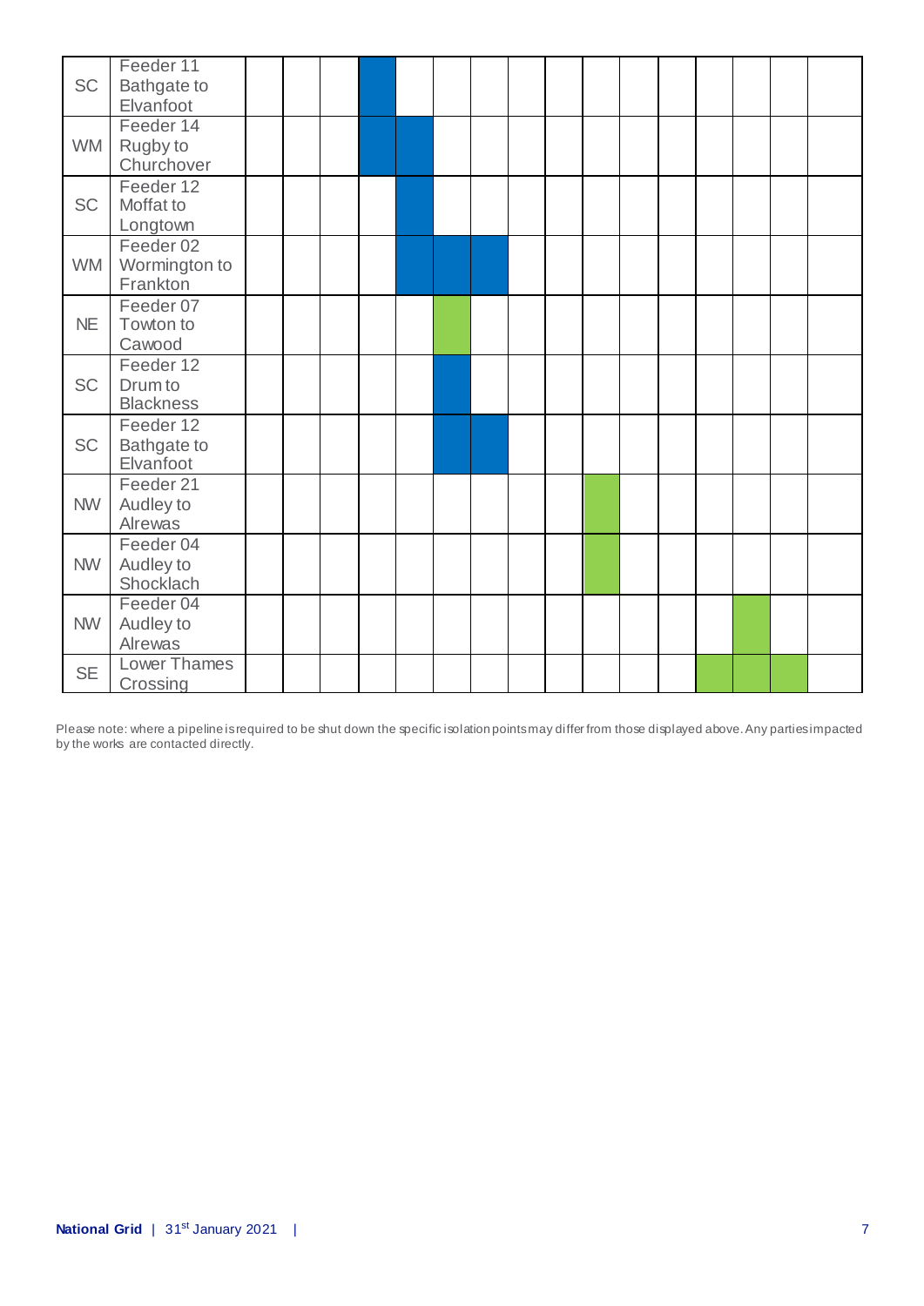| | | | | | | | | | | | | | | | | | |
|---|---|---|---|---|---|---|---|---|---|---|---|---|---|---|---|---|---|
| SC | Feeder 11 Bathgate to Elvanfoot | | | | Blue | | | | | | | | | | | | |
| WM | Feeder 14 Rugby to Churchover | | | | Blue | Blue | | | | | | | | | | | |
| SC | Feeder 12 Moffat to Longtown | | | | | Blue | | | | | | | | | | | |
| WM | Feeder 02 Wormington to Frankton | | | | | Blue | Blue | Blue | | | | | | | | | |
| NE | Feeder 07 Towton to Cawood | | | | | | Green | | | | | | | | | | |
| SC | Feeder 12 Drum to Blackness | | | | | | Blue | | | | | | | | | | |
| SC | Feeder 12 Bathgate to Elvanfoot | | | | | | Blue | Blue | | | | | | | | | |
| NW | Feeder 21 Audley to Alrewas | | | | | | | | | | Green | | | | | | |
| NW | Feeder 04 Audley to Shocklach | | | | | | | | | | Green | | | | | | |
| NW | Feeder 04 Audley to Alrewas | | | | | | | | | | | | | | Green | | |
| SE | Lower Thames Crossing | | | | | | | | | | | | | Green | Green | Green | |

Please note: where a pipeline is required to be shut down the specific isolation points may differ from those displayed above. Any parties impacted by the works are contacted directly.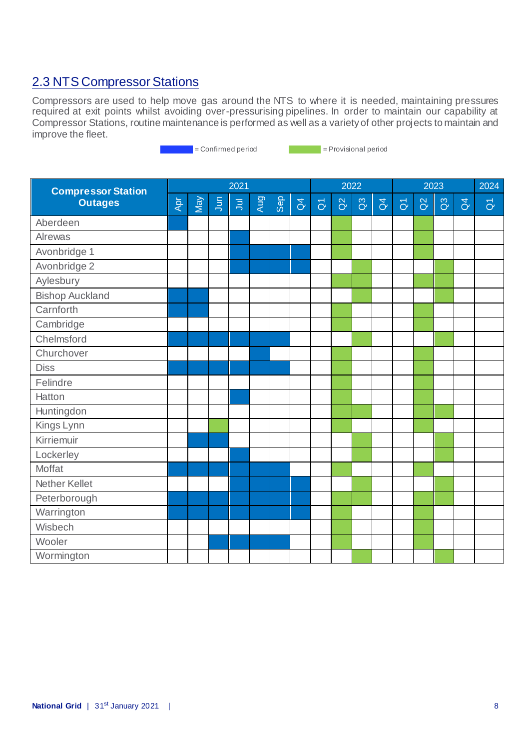## 2.3 NTS Compressor Stations

Compressors are used to help move gas around the NTS to where it is needed, maintaining pressures required at exit points whilst avoiding over-pressurising pipelines. In order to maintain our capability at Compressor Stations, routine maintenance is performed as well as a variety of other projects to maintain and improve the fleet.

C = Confirmed period  P = Provisional period

| Compressor Station Outages | 2021 | | | | | | | 2022 | | | | 2023 | | | | 2024 |
|---|---|---|---|---|---|---|---|---|---|---|---|---|---|---|---|---|
| | Apr | May | Jun | Jul | Aug | Sep | Q4 | Q1 | Q2 | Q3 | Q4 | Q1 | Q2 | Q3 | Q4 | Q1 |
| Aberdeen | C | | | | | | | | P | | | | P | | | |
| Alrewas | | | | C | | | | | P | | | | P | | | |
| Avonbridge 1 | | | | C | C | C | C | | P | | | | P | | | |
| Avonbridge 2 | | | | C | C | C | C | | | P | | | | P | | |
| Aylesbury | | | | | | | | | P | P | | | P | P | | |
| Bishop Auckland | C | C | | | | | | | | P | | | | P | | |
| Carnforth | C | C | | | | | | | P | | | | P | | | |
| Cambridge | | | | | | | | | P | | | | P | | | |
| Chelmsford | C | C | C | C | C | C | | | | P | | | | P | | |
| Churchover | | | | | C | | | | P | | | | P | | | |
| Diss | C | C | C | C | C | C | | | P | | | | P | | | |
| Felindre | | | | | | | | | P | | | | P | | | |
| Hatton | | | | C | | | | | P | | | | P | | | |
| Huntingdon | | | | | | | | | P | P | | | P | P | | |
| Kings Lynn | | | P | | | | | | P | | | | P | | | |
| Kirriemuir | | C | C | | | | | | | P | | | | P | | |
| Lockerley | | | | C | | | | | | P | | | | P | | |
| Moffat | C | C | C | C | C | C | | | P | | | | P | | | |
| Nether Kellet | | | | C | C | C | C | | | P | | | | P | | |
| Peterborough | C | C | C | C | C | C | C | | P | P | | | P | P | | |
| Warrington | C | C | C | C | C | C | C | | P | | | | P | | | |
| Wisbech | | | | | | | | | P | | | | P | | | |
| Wooler | | | C | C | C | C | | | P | | | | P | | | |
| Wormington | | | | | | | | | | P | | | | P | | |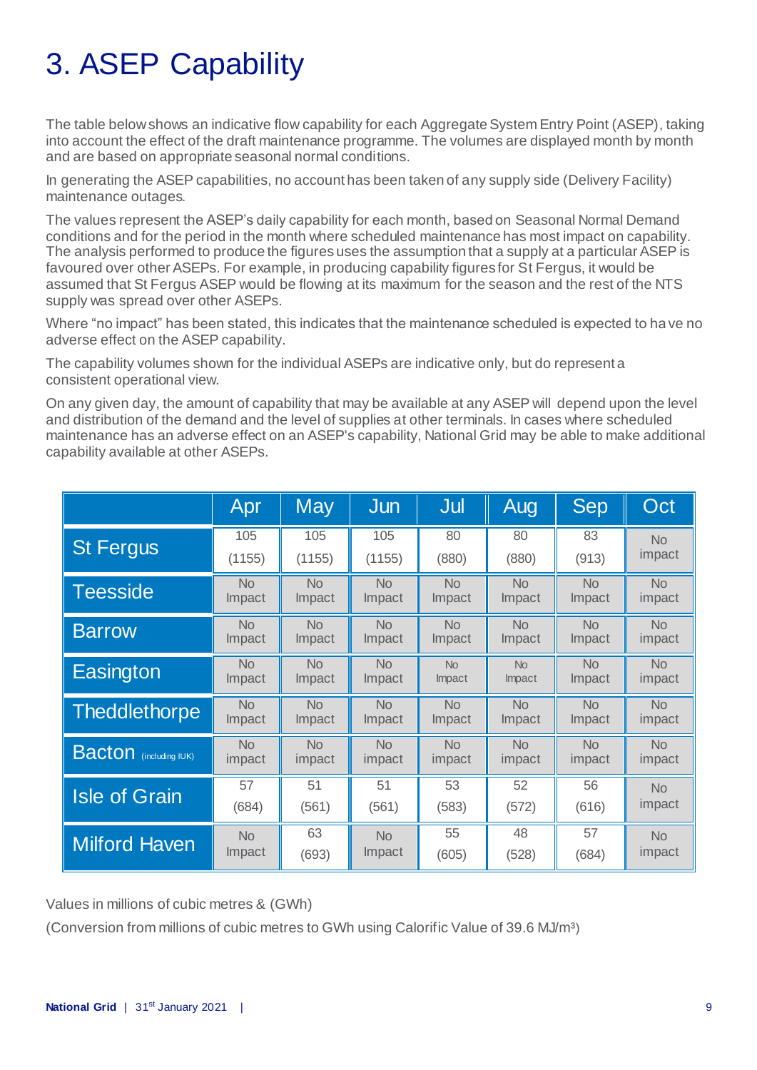# 3. ASEP Capability

The table below shows an indicative flow capability for each Aggregate System Entry Point (ASEP), taking into account the effect of the draft maintenance programme. The volumes are displayed month by month and are based on appropriate seasonal normal conditions.

In generating the ASEP capabilities, no account has been taken of any supply side (Delivery Facility) maintenance outages.

The values represent the ASEP's daily capability for each month, based on Seasonal Normal Demand conditions and for the period in the month where scheduled maintenance has most impact on capability. The analysis performed to produce the figures uses the assumption that a supply at a particular ASEP is favoured over other ASEPs. For example, in producing capability figures for St Fergus, it would be assumed that St Fergus ASEP would be flowing at its maximum for the season and the rest of the NTS supply was spread over other ASEPs.

Where "no impact" has been stated, this indicates that the maintenance scheduled is expected to have no adverse effect on the ASEP capability.

The capability volumes shown for the individual ASEPs are indicative only, but do represent a consistent operational view.

On any given day, the amount of capability that may be available at any ASEP will depend upon the level and distribution of the demand and the level of supplies at other terminals. In cases where scheduled maintenance has an adverse effect on an ASEP's capability, National Grid may be able to make additional capability available at other ASEPs.

| | Apr | May | Jun | Jul | Aug | Sep | Oct |
|---|---|---|---|---|---|---|---|
| St Fergus | 105 (1155) | 105 (1155) | 105 (1155) | 80 (880) | 80 (880) | 83 (913) | No impact |
| Teesside | No Impact | No Impact | No Impact | No Impact | No Impact | No Impact | No impact |
| Barrow | No Impact | No Impact | No Impact | No Impact | No Impact | No Impact | No impact |
| Easington | No Impact | No Impact | No Impact | No Impact | No Impact | No Impact | No impact |
| Theddlethorpe | No Impact | No Impact | No Impact | No Impact | No Impact | No Impact | No impact |
| Bacton (including IUK) | No impact | No impact | No impact | No impact | No impact | No impact | No impact |
| Isle of Grain | 57 (684) | 51 (561) | 51 (561) | 53 (583) | 52 (572) | 56 (616) | No impact |
| Milford Haven | No Impact | 63 (693) | No Impact | 55 (605) | 48 (528) | 57 (684) | No impact |

Values in millions of cubic metres & (GWh)

(Conversion from millions of cubic metres to GWh using Calorific Value of 39.6 MJ/m³)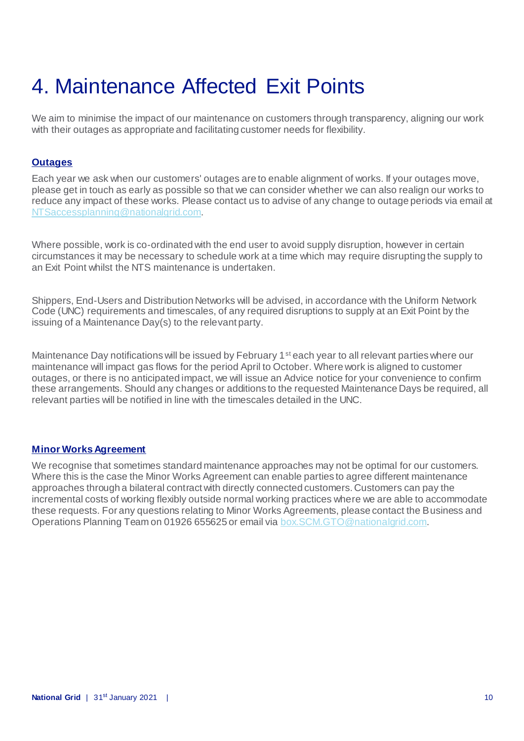# 4. Maintenance Affected Exit Points

We aim to minimise the impact of our maintenance on customers through transparency, aligning our work with their outages as appropriate and facilitating customer needs for flexibility.

## Outages

Each year we ask when our customers' outages are to enable alignment of works. If your outages move, please get in touch as early as possible so that we can consider whether we can also realign our works to reduce any impact of these works. Please contact us to advise of any change to outage periods via email at NTSaccessplanning@nationalgrid.com.

Where possible, work is co-ordinated with the end user to avoid supply disruption, however in certain circumstances it may be necessary to schedule work at a time which may require disrupting the supply to an Exit Point whilst the NTS maintenance is undertaken.

Shippers, End-Users and Distribution Networks will be advised, in accordance with the Uniform Network Code (UNC) requirements and timescales, of any required disruptions to supply at an Exit Point by the issuing of a Maintenance Day(s) to the relevant party.

Maintenance Day notifications will be issued by February 1st each year to all relevant parties where our maintenance will impact gas flows for the period April to October. Where work is aligned to customer outages, or there is no anticipated impact, we will issue an Advice notice for your convenience to confirm these arrangements. Should any changes or additions to the requested Maintenance Days be required, all relevant parties will be notified in line with the timescales detailed in the UNC.

## Minor Works Agreement

We recognise that sometimes standard maintenance approaches may not be optimal for our customers. Where this is the case the Minor Works Agreement can enable parties to agree different maintenance approaches through a bilateral contract with directly connected customers. Customers can pay the incremental costs of working flexibly outside normal working practices where we are able to accommodate these requests. For any questions relating to Minor Works Agreements, please contact the Business and Operations Planning Team on 01926 655625 or email via box.SCM.GTO@nationalgrid.com.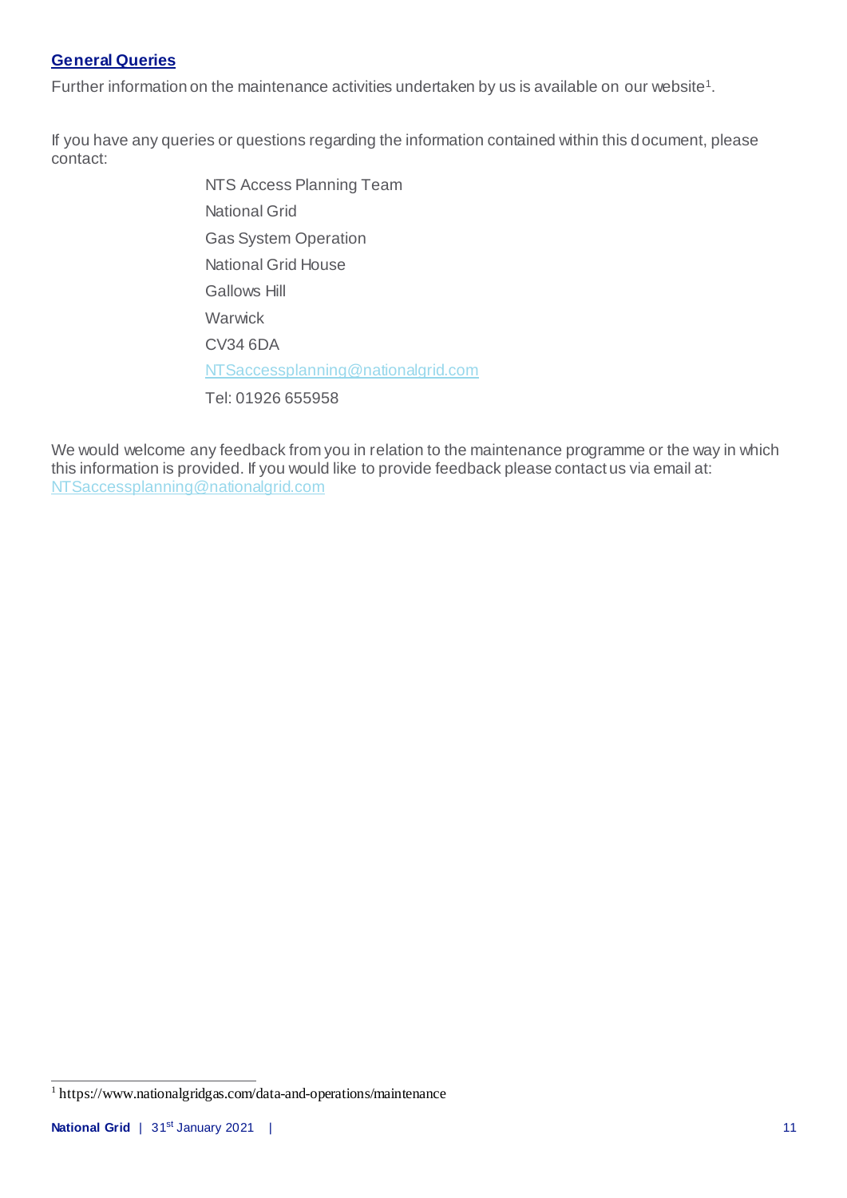## General Queries

Further information on the maintenance activities undertaken by us is available on our website[1].

If you have any queries or questions regarding the information contained within this document, please contact:

NTS Access Planning Team
National Grid
Gas System Operation
National Grid House
Gallows Hill
Warwick
CV34 6DA
NTSaccessplanning@nationalgrid.com
Tel: 01926 655958

We would welcome any feedback from you in relation to the maintenance programme or the way in which this information is provided. If you would like to provide feedback please contact us via email at: NTSaccessplanning@nationalgrid.com

[1] https://www.nationalgridgas.com/data-and-operations/maintenance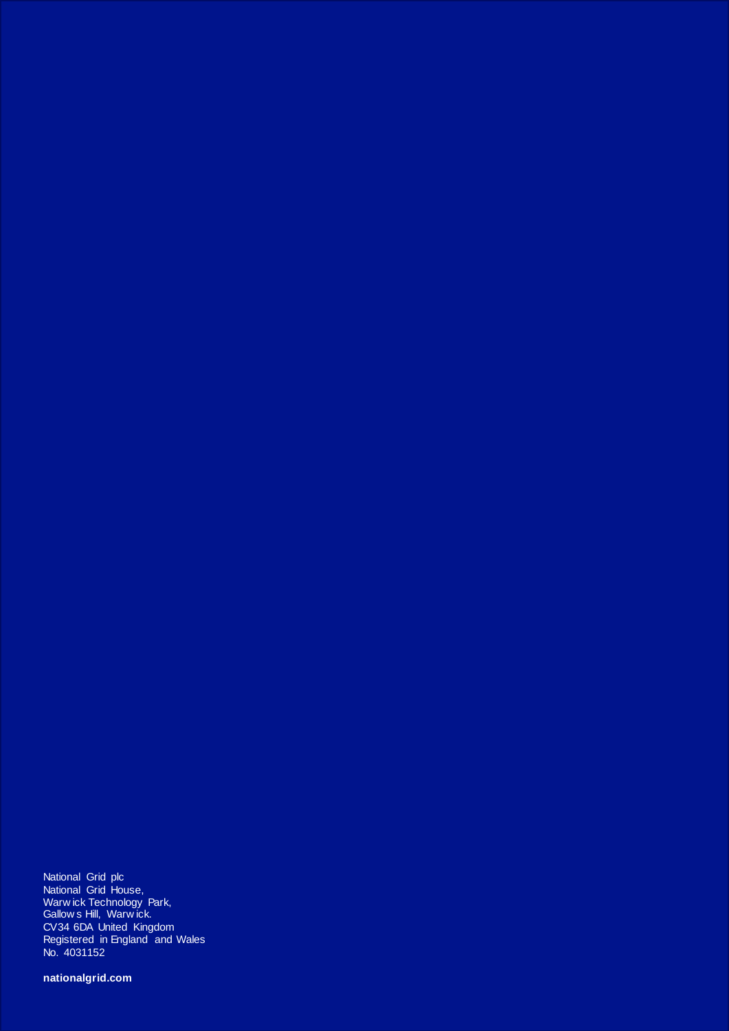National Grid plc
National Grid House,
Warwick Technology Park,
Gallows Hill, Warwick.
CV34 6DA United Kingdom
Registered in England and Wales
No. 4031152

**nationalgrid.com**